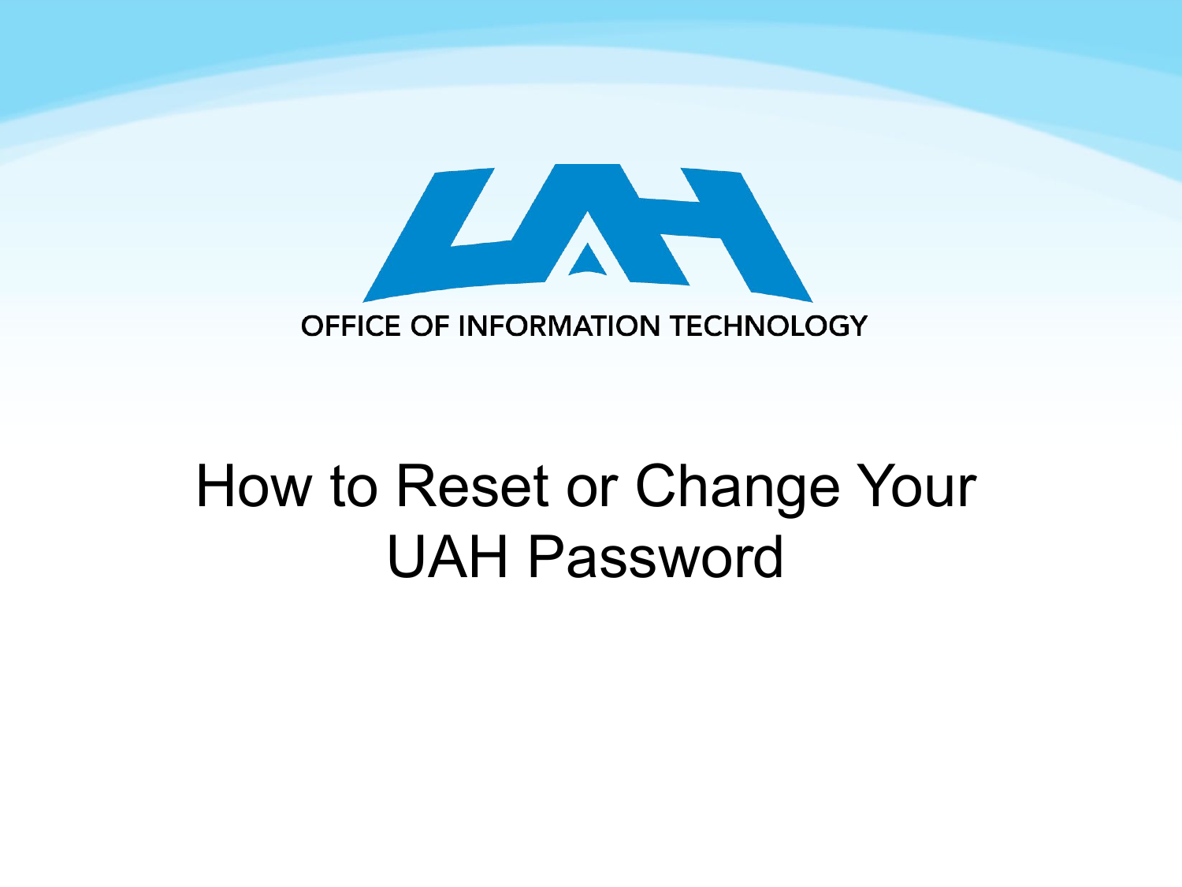OFFICE OF INFORMATION TECHNOLOGY

# How to Reset or Change Your UAH Password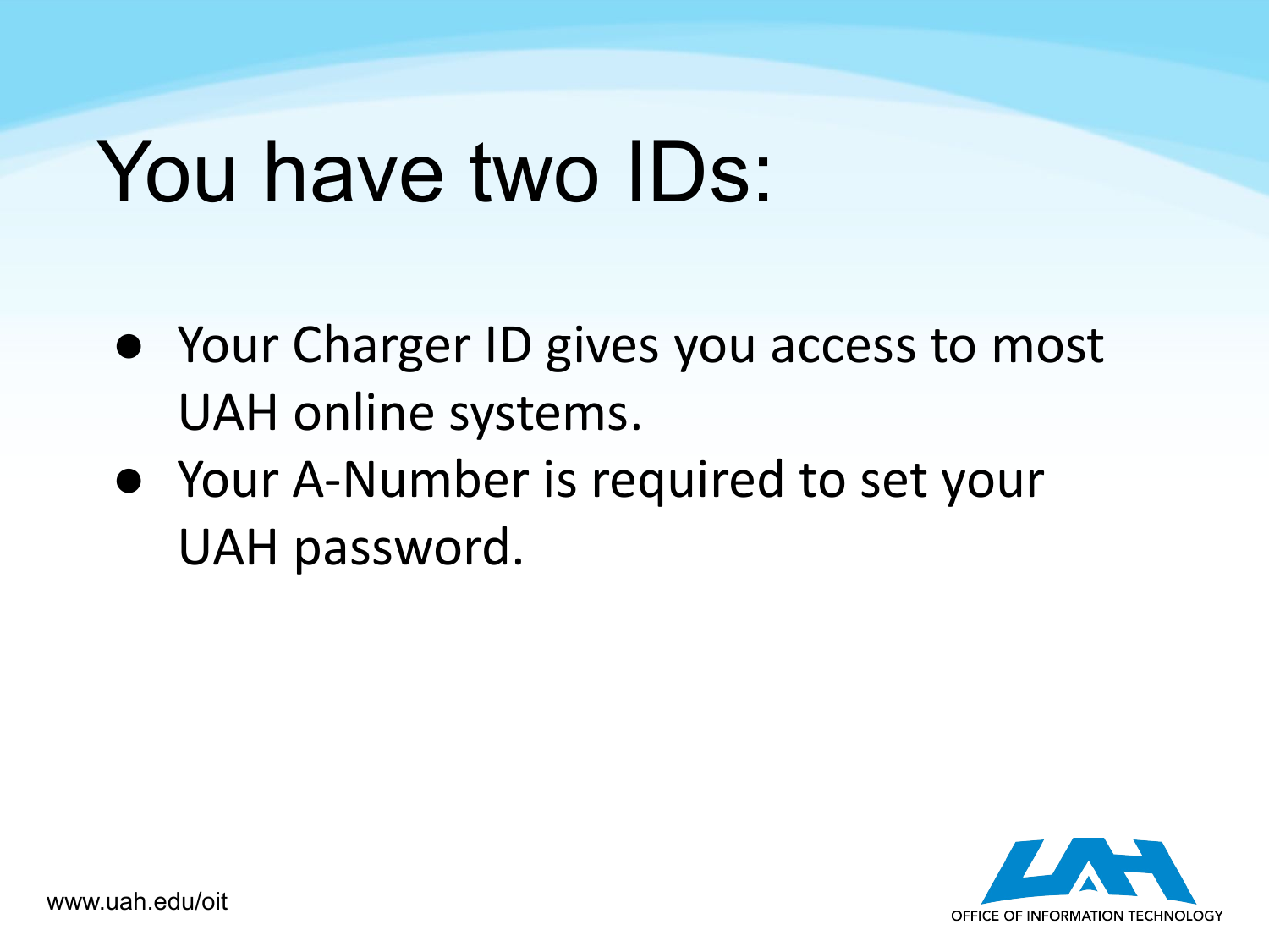# You have two IDs:

- Your Charger ID gives you access to most UAH online systems.
- Your A-Number is required to set your UAH password.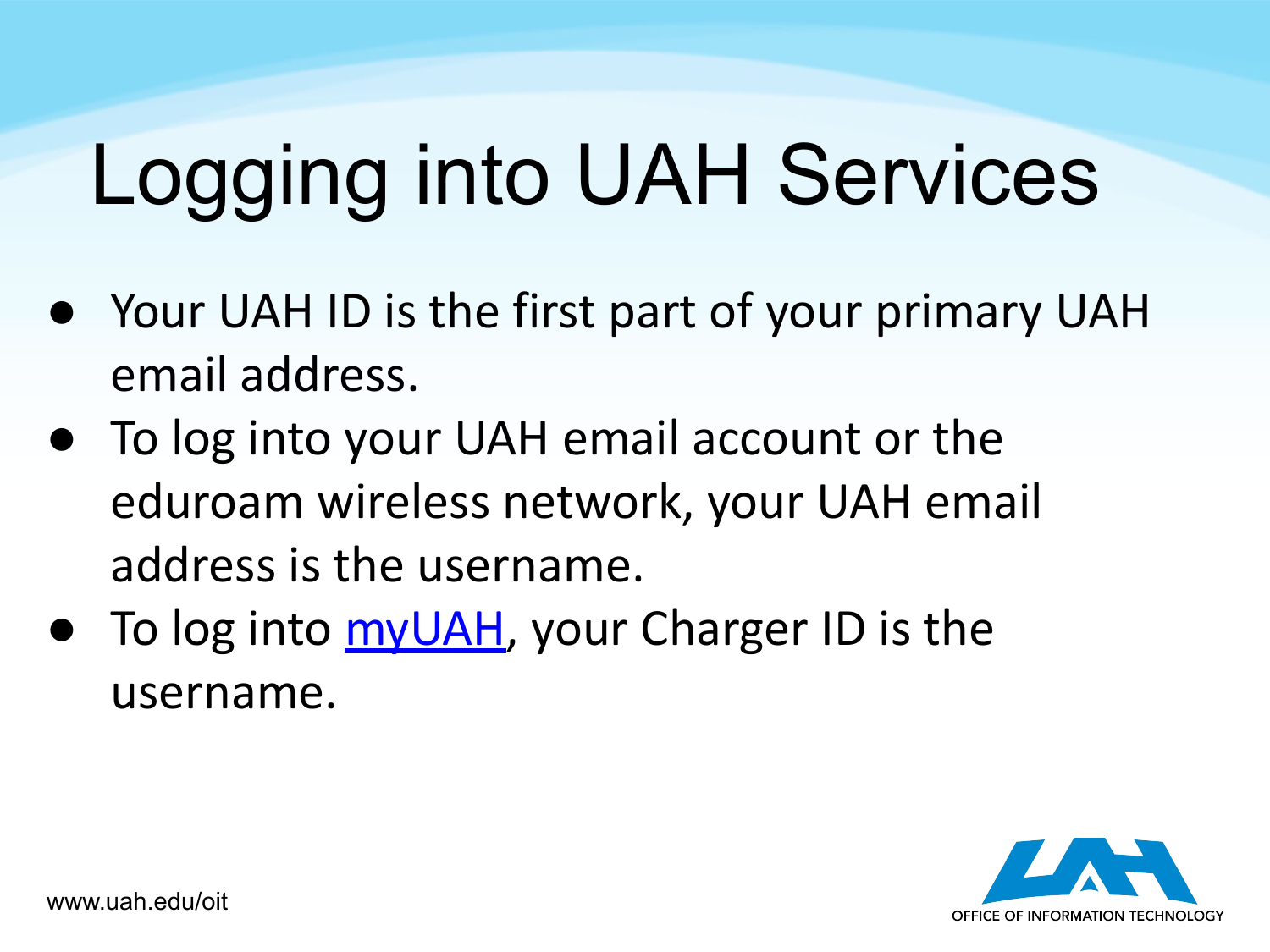# Logging into UAH Services

- Your UAH ID is the first part of your primary UAH email address.
- To log into your UAH email account or the eduroam wireless network, your UAH email address is the username.
- To log into myUAH, your Charger ID is the username.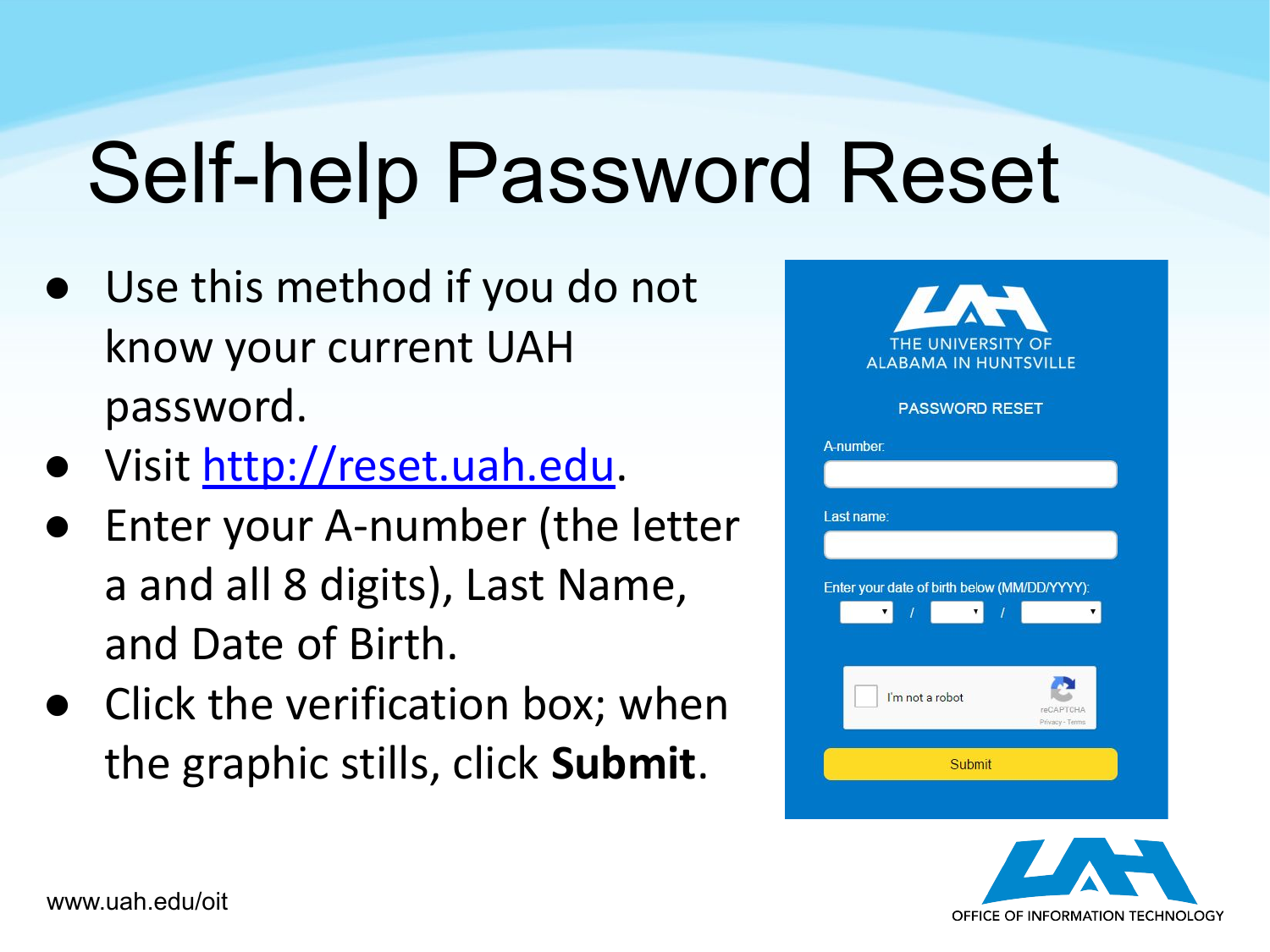# Self-help Password Reset

- Use this method if you do not know your current UAH password.
- Visit [http://reset.uah.edu](http://reset.uah.edu).
- Enter your A-number (the letter a and all 8 digits), Last Name, and Date of Birth.
- Click the verification box; when the graphic stills, click **Submit**.

THE UNIVERSITY OF ALABAMA IN HUNTSVILLE

PASSWORD RESET

A-number:

Last name:

Enter your date of birth below (MM/DD/YYYY):

I'm not a robot

Submit

www.uah.edu/oit

OFFICE OF INFORMATION TECHNOLOGY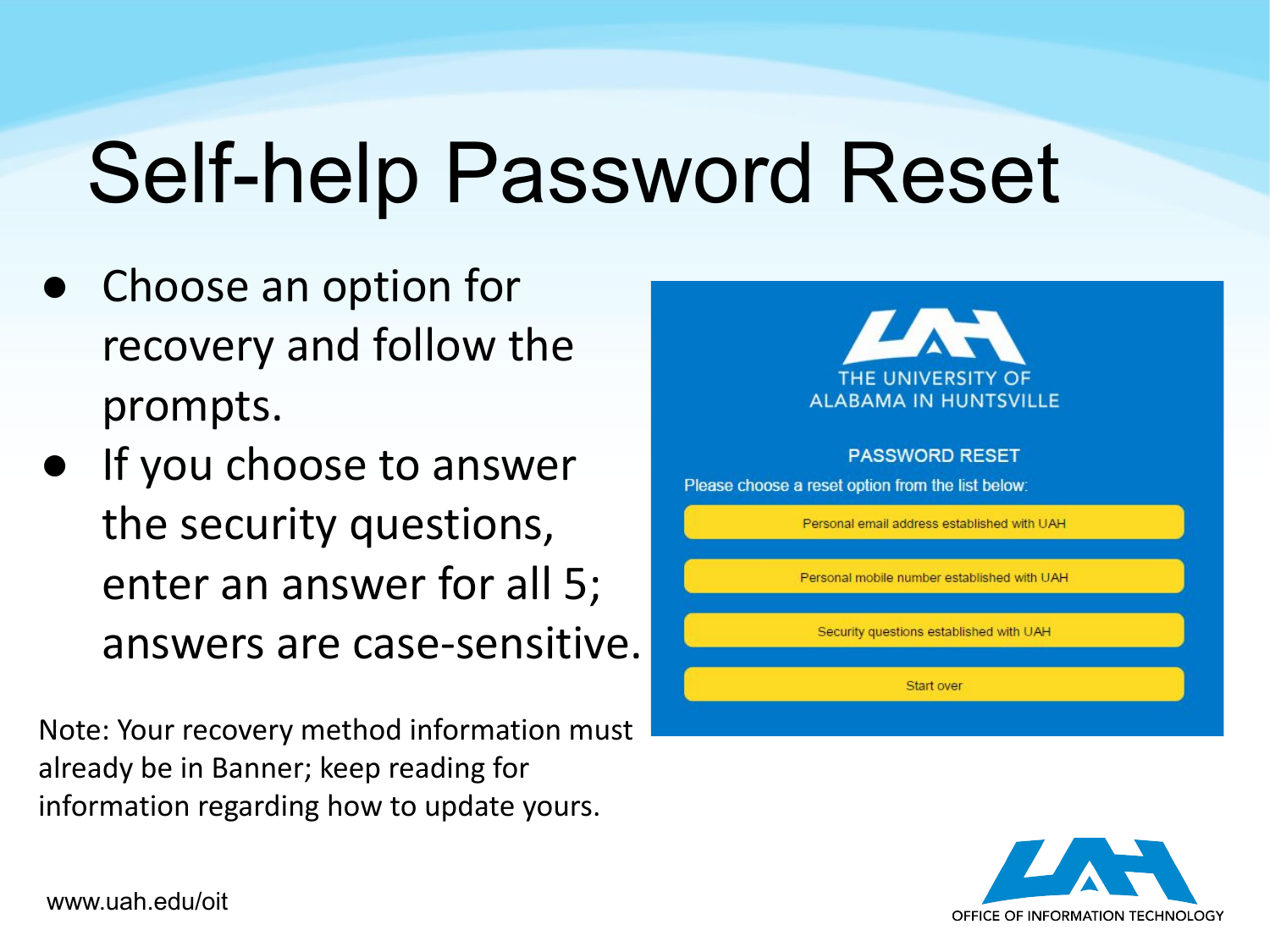# Self-help Password Reset

- Choose an option for recovery and follow the prompts.
- If you choose to answer the security questions, enter an answer for all 5; answers are case-sensitive.

Note: Your recovery method information must already be in Banner; keep reading for information regarding how to update yours.

THE UNIVERSITY OF ALABAMA IN HUNTSVILLE

PASSWORD RESET

Please choose a reset option from the list below:

- Personal email address established with UAH
- Personal mobile number established with UAH
- Security questions established with UAH
- Start over

www.uah.edu/oit

OFFICE OF INFORMATION TECHNOLOGY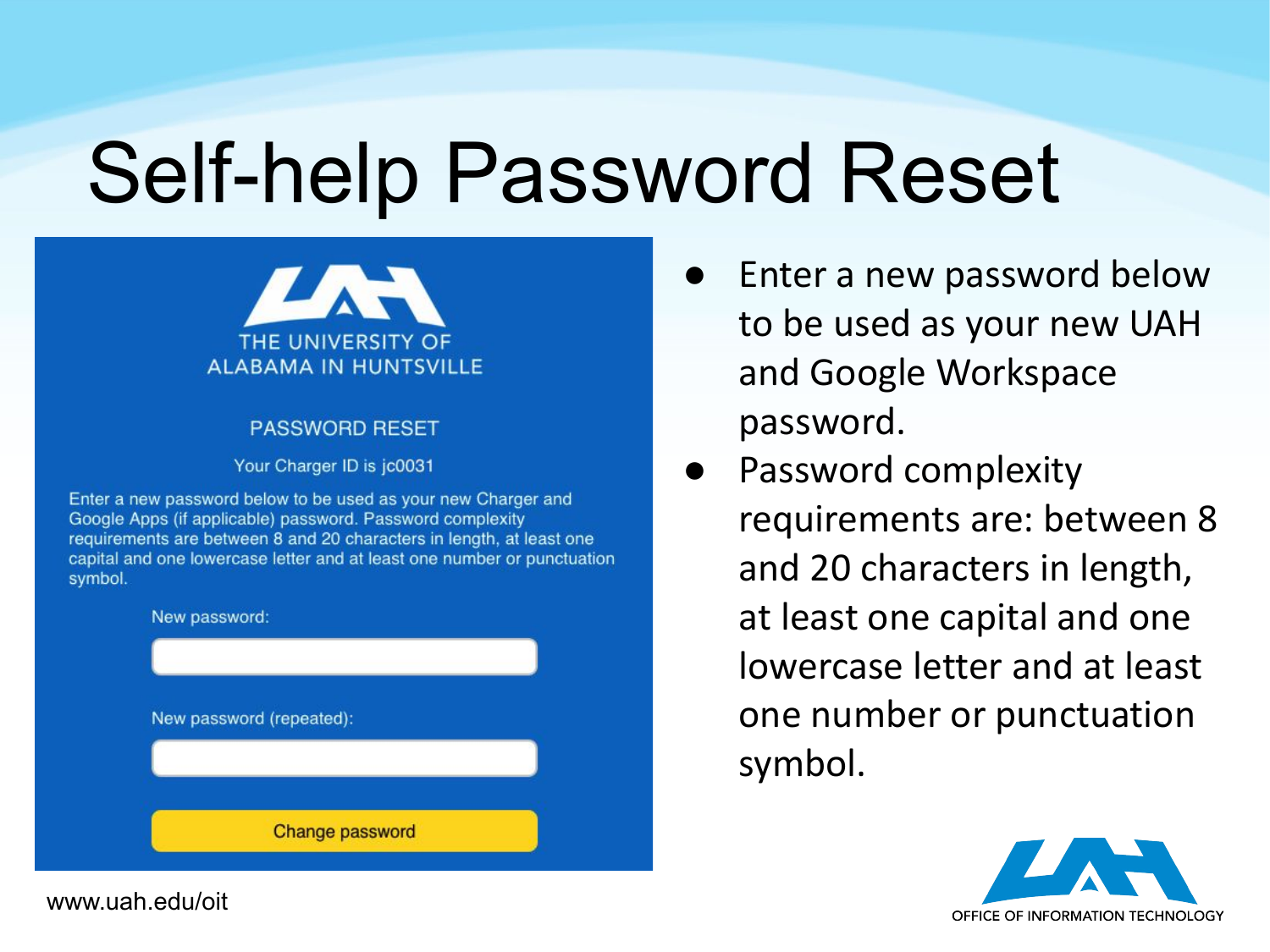# Self-help Password Reset

THE UNIVERSITY OF ALABAMA IN HUNTSVILLE

PASSWORD RESET

Your Charger ID is jc0031

Enter a new password below to be used as your new Charger and Google Apps (if applicable) password. Password complexity requirements are between 8 and 20 characters in length, at least one capital and one lowercase letter and at least one number or punctuation symbol.

New password:

New password (repeated):

Change password

- Enter a new password below to be used as your new UAH and Google Workspace password.
- Password complexity requirements are: between 8 and 20 characters in length, at least one capital and one lowercase letter and at least one number or punctuation symbol.

www.uah.edu/oit

OFFICE OF INFORMATION TECHNOLOGY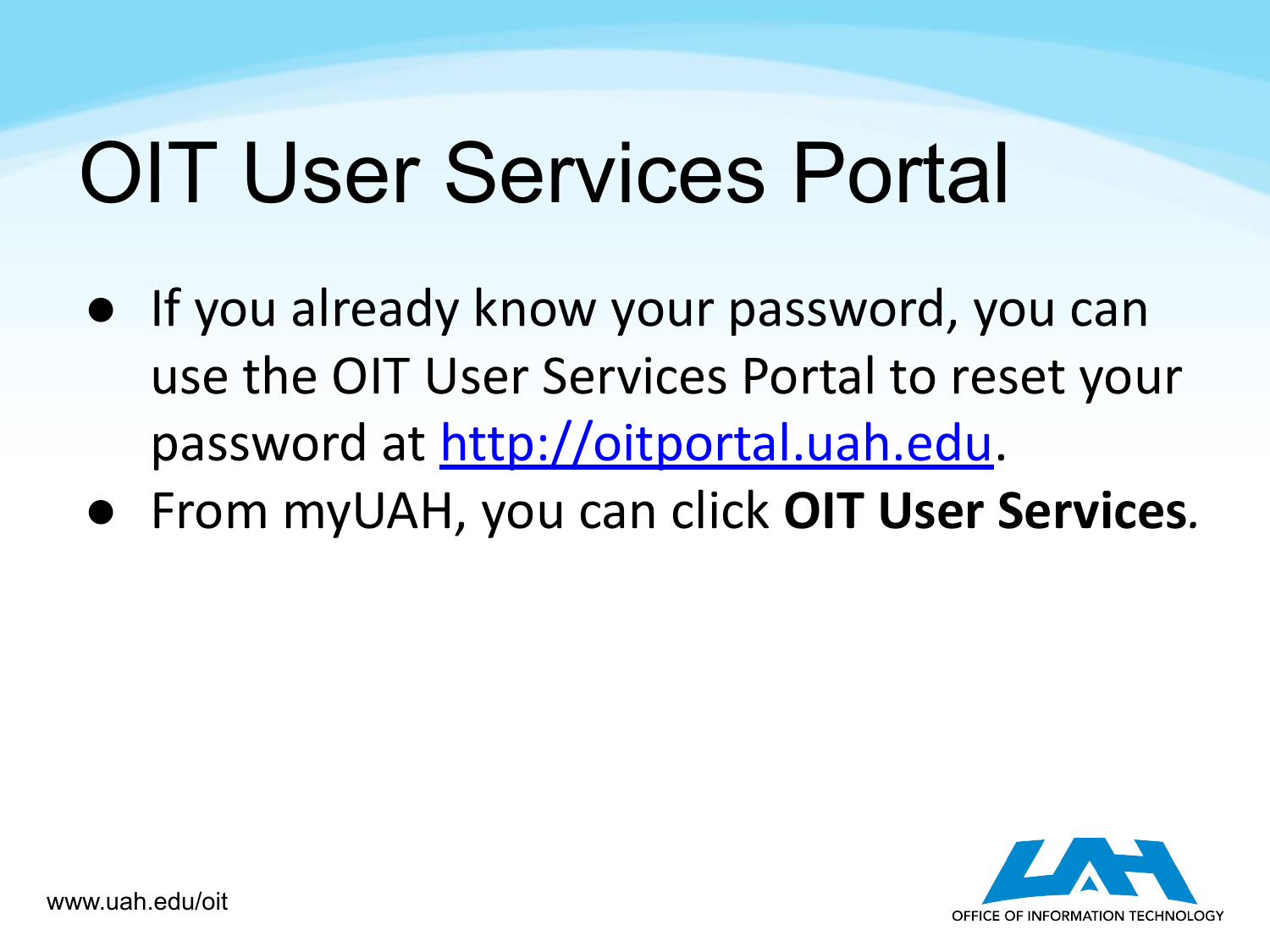# OIT User Services Portal

- If you already know your password, you can use the OIT User Services Portal to reset your password at http://oitportal.uah.edu.
- From myUAH, you can click **OIT User Services**.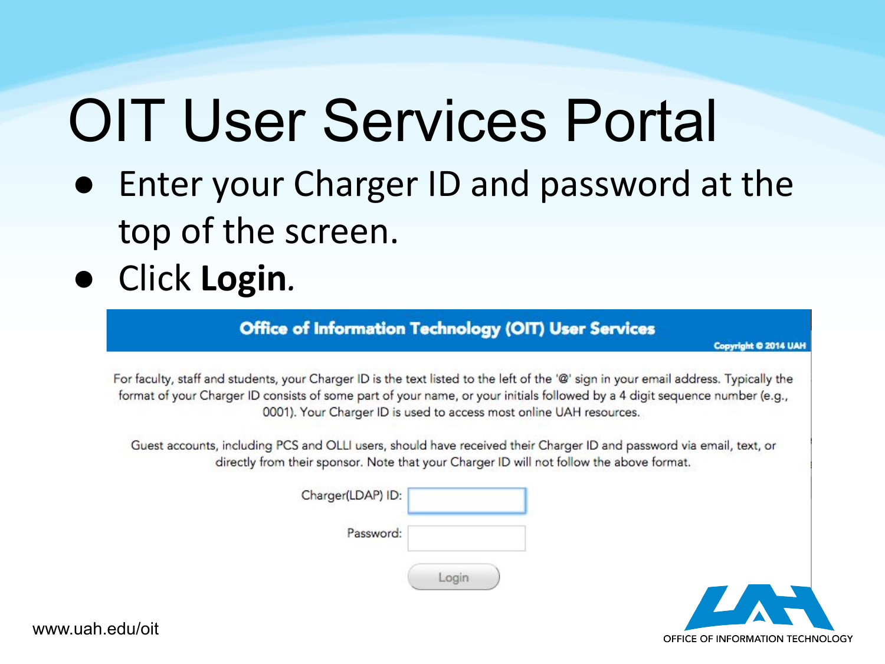# OIT User Services Portal

- Enter your Charger ID and password at the top of the screen.
- Click **Login**.

**Office of Information Technology (OIT) User Services**

Copyright © 2014 UAH

For faculty, staff and students, your Charger ID is the text listed to the left of the '@' sign in your email address. Typically the format of your Charger ID consists of some part of your name, or your initials followed by a 4 digit sequence number (e.g., 0001). Your Charger ID is used to access most online UAH resources.

Guest accounts, including PCS and OLLI users, should have received their Charger ID and password via email, text, or directly from their sponsor. Note that your Charger ID will not follow the above format.

Charger(LDAP) ID:

Password:

Login

www.uah.edu/oit

OFFICE OF INFORMATION TECHNOLOGY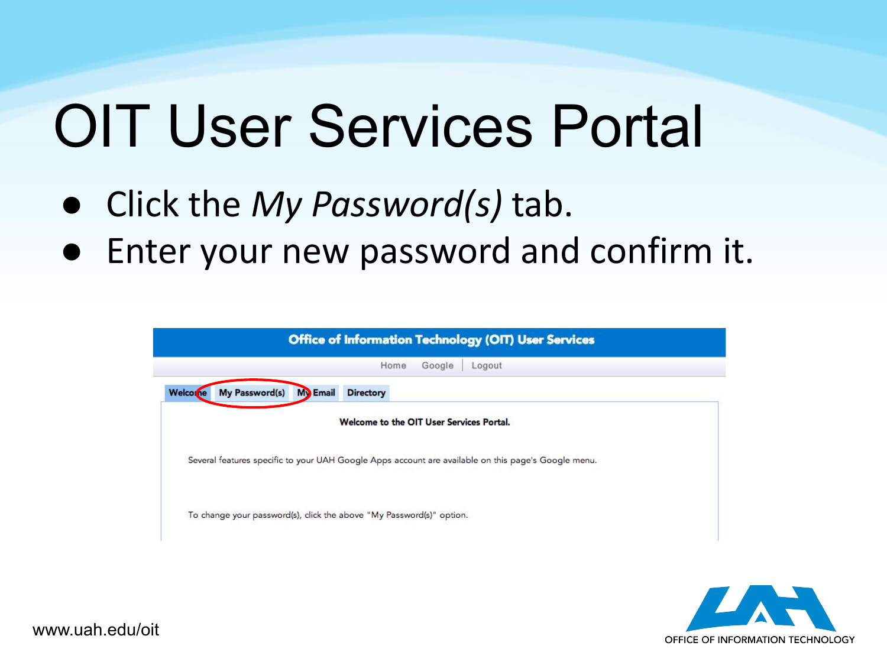# OIT User Services Portal

- Click the *My Password(s)* tab.
- Enter your new password and confirm it.

Office of Information Technology (OIT) User Services

Home Google | Logout

Welcome My Password(s) My Email Directory

**Welcome to the OIT User Services Portal.**

Several features specific to your UAH Google Apps account are available on this page's Google menu.

To change your password(s), click the above "My Password(s)" option.

www.uah.edu/oit

OFFICE OF INFORMATION TECHNOLOGY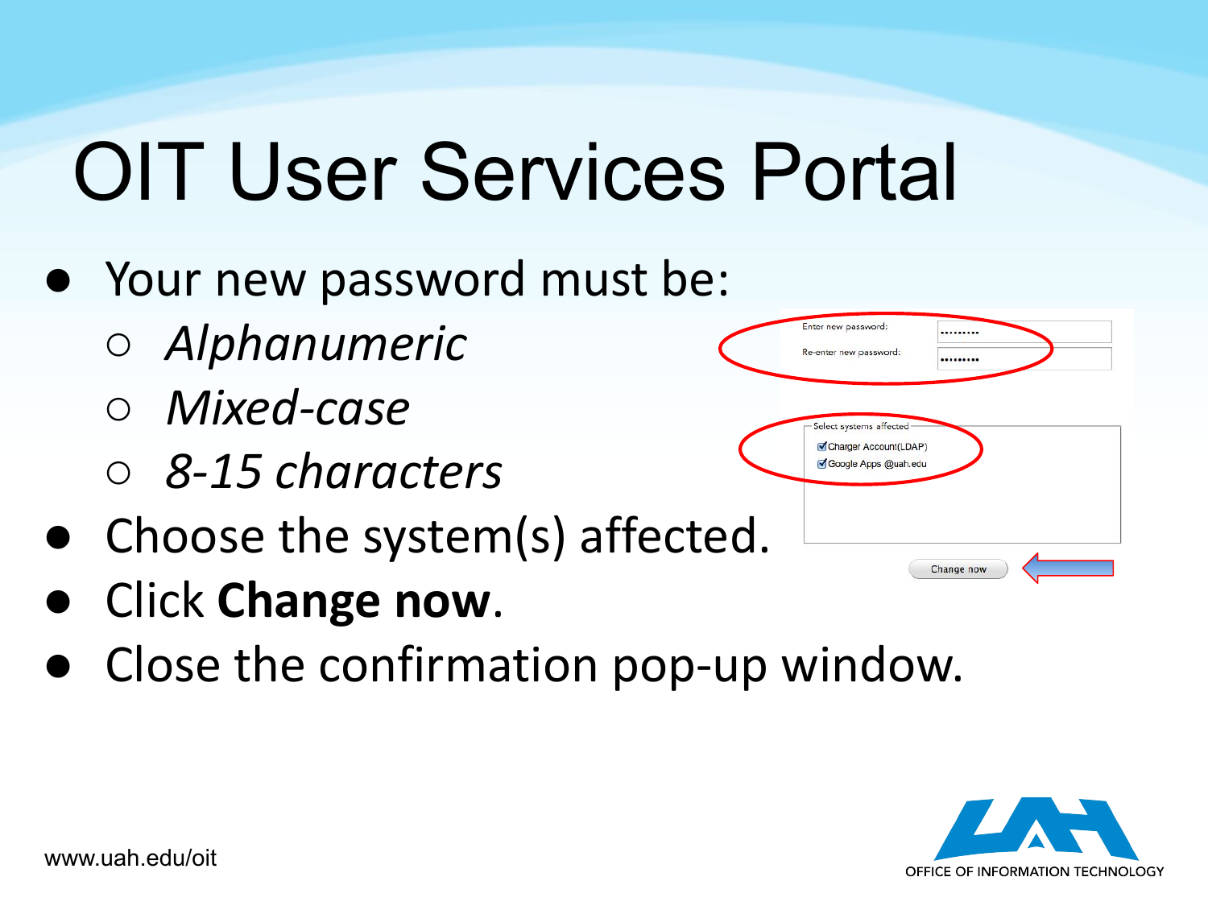# OIT User Services Portal

- Your new password must be:
  - *Alphanumeric*
  - *Mixed-case*
  - *8-15 characters*
- Choose the system(s) affected.
- Click **Change now**.
- Close the confirmation pop-up window.

Enter new password:

Re-enter new password:

Select systems affected

☑ Charger Account(LDAP)

☑ Google Apps @uah.edu

Change now

www.uah.edu/oit

OFFICE OF INFORMATION TECHNOLOGY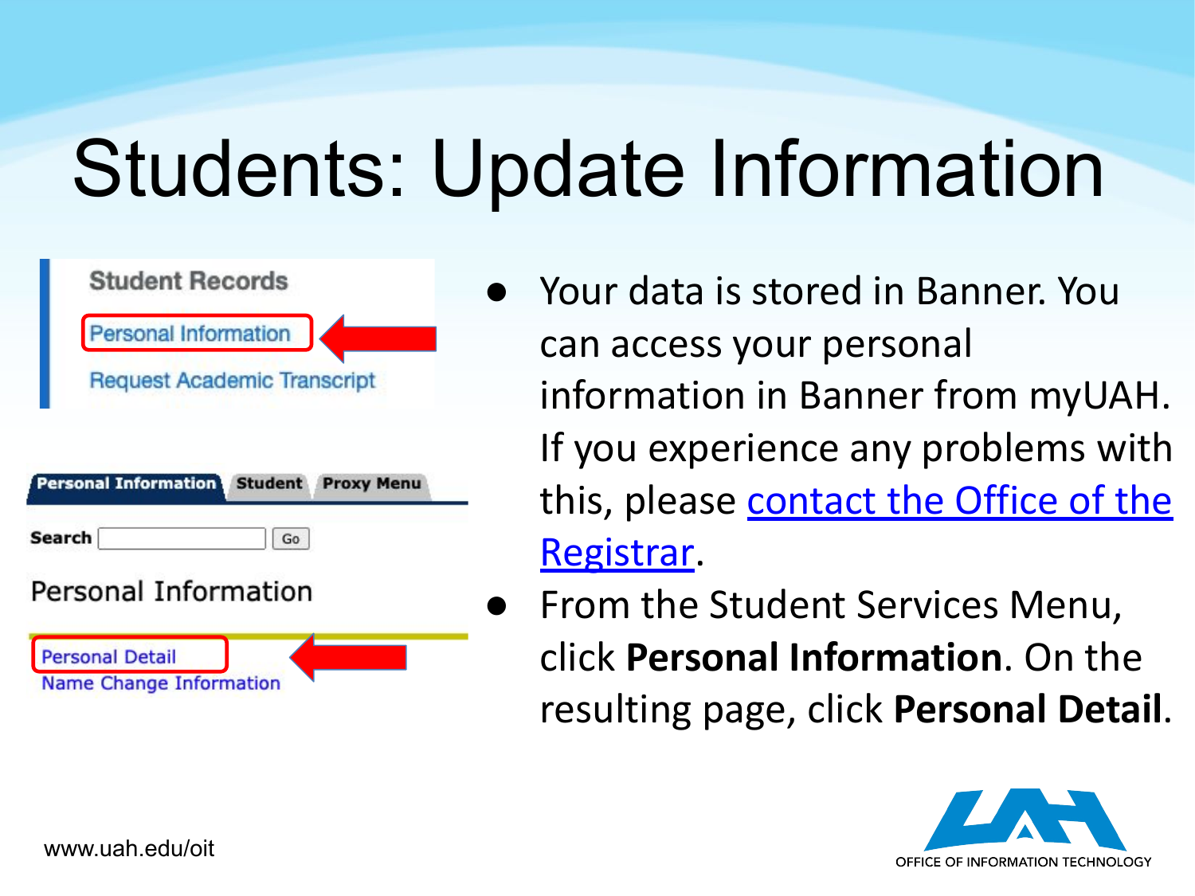# Students: Update Information

Student Records

Personal Information

Request Academic Transcript

Personal Information | Student | Proxy Menu

Search [ ] Go

Personal Information

Personal Detail
Name Change Information

- Your data is stored in Banner. You can access your personal information in Banner from myUAH. If you experience any problems with this, please contact the Office of the Registrar.
- From the Student Services Menu, click **Personal Information**. On the resulting page, click **Personal Detail**.

www.uah.edu/oit

OFFICE OF INFORMATION TECHNOLOGY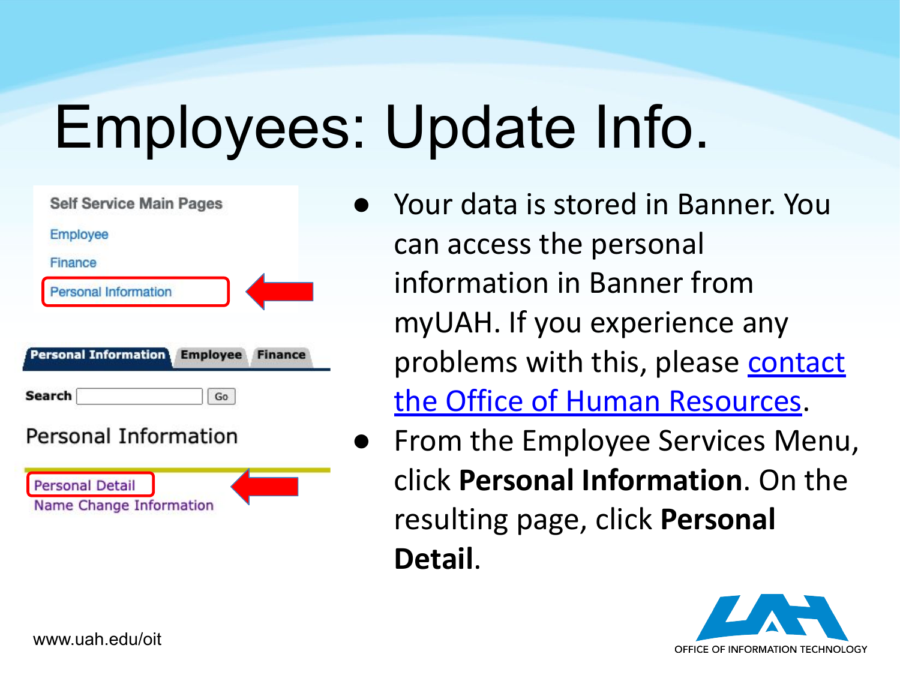# Employees: Update Info.

Self Service Main Pages

Employee

Finance

Personal Information

Personal Information | Employee | Finance

Search Go

Personal Information

Personal Detail

Name Change Information

- Your data is stored in Banner. You can access the personal information in Banner from myUAH. If you experience any problems with this, please contact the Office of Human Resources.
- From the Employee Services Menu, click **Personal Information**. On the resulting page, click **Personal Detail**.

www.uah.edu/oit

OFFICE OF INFORMATION TECHNOLOGY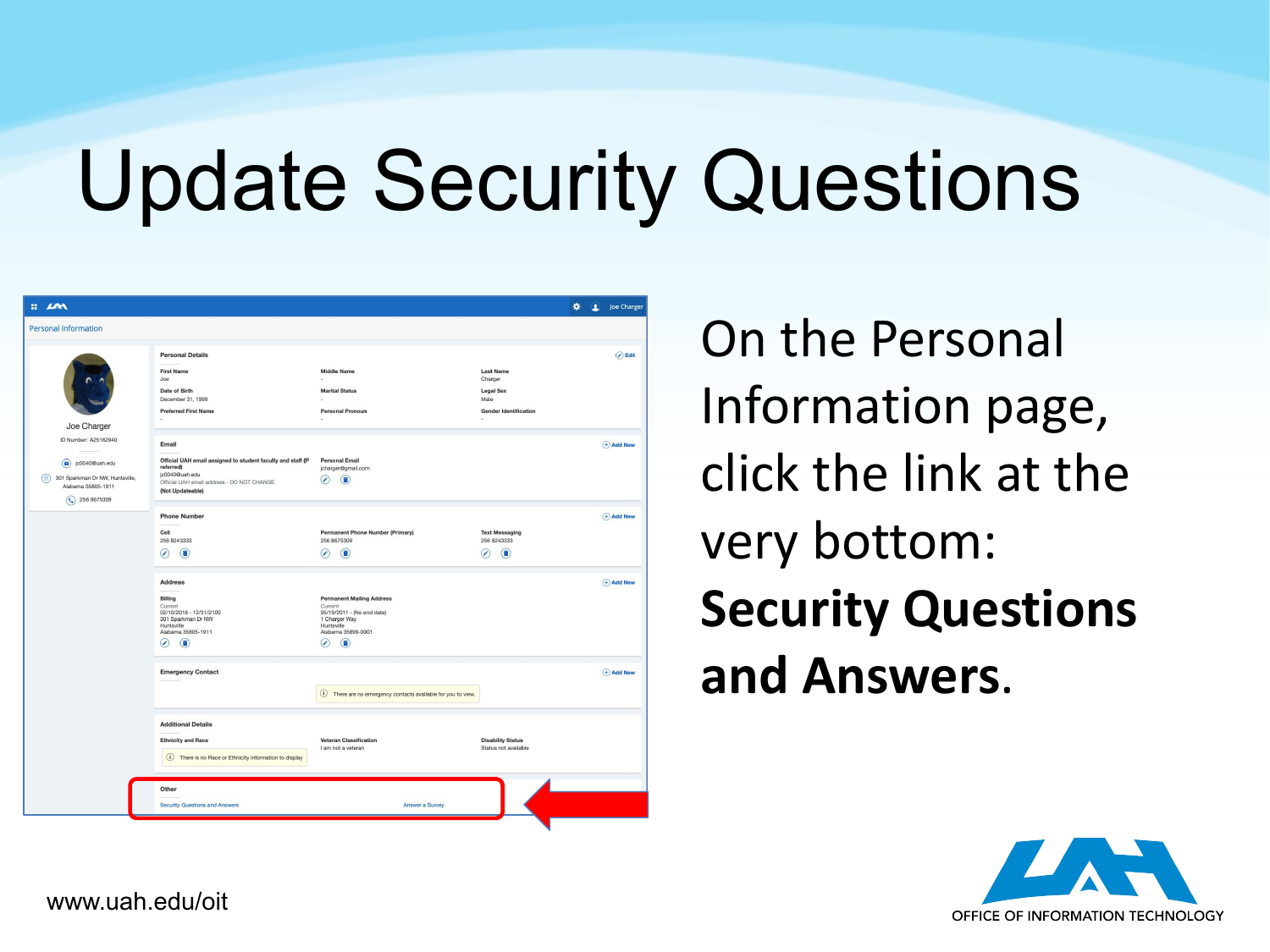# Update Security Questions

On the Personal Information page, click the link at the very bottom: **Security Questions and Answers**.

www.uah.edu/oit

OFFICE OF INFORMATION TECHNOLOGY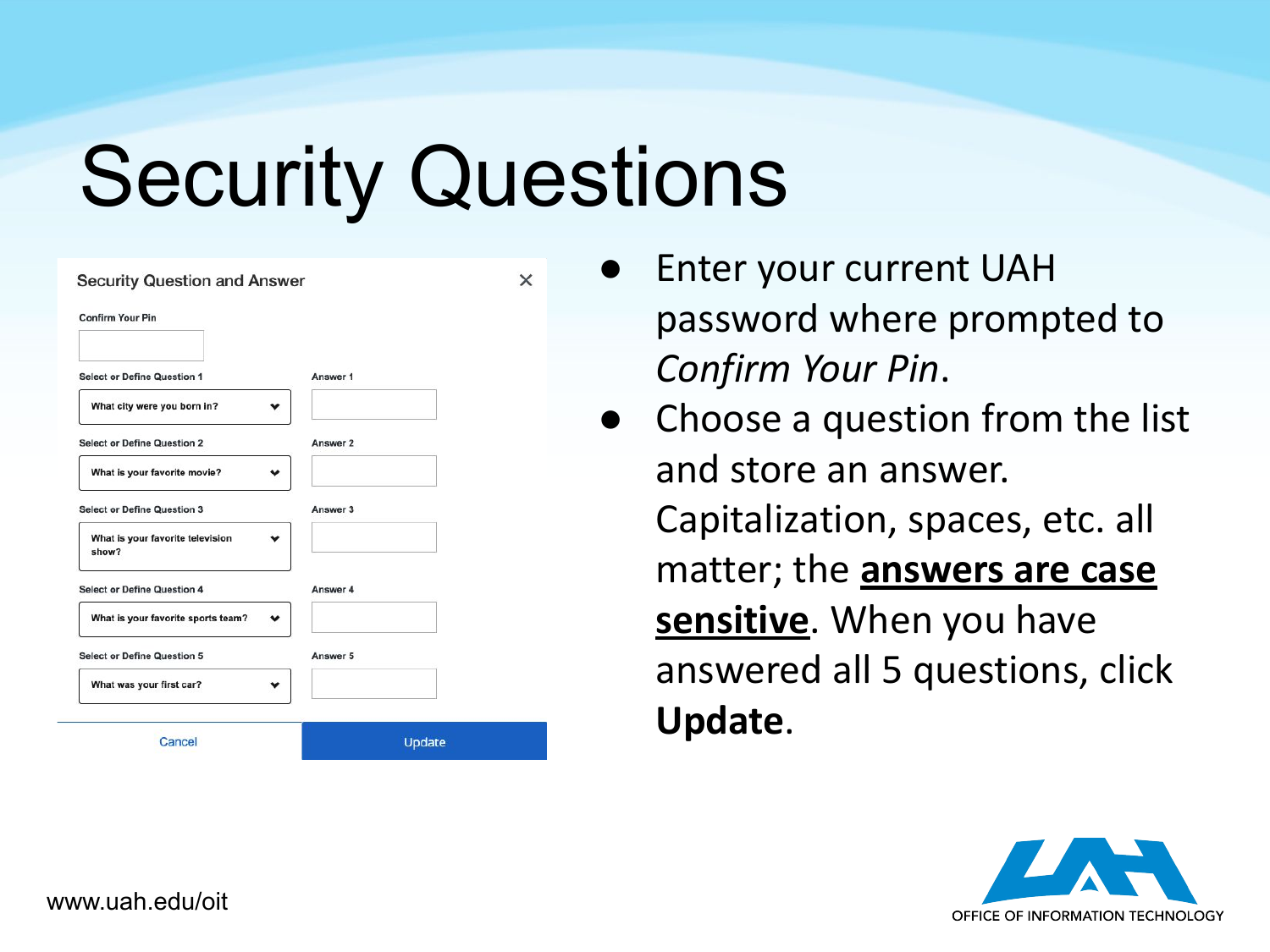# Security Questions

**Security Question and Answer**

Confirm Your Pin

| Select or Define Question | Answer |
| --- | --- |
| Select or Define Question 1: What city were you born in? | Answer 1 |
| Select or Define Question 2: What is your favorite movie? | Answer 2 |
| Select or Define Question 3: What is your favorite television show? | Answer 3 |
| Select or Define Question 4: What is your favorite sports team? | Answer 4 |
| Select or Define Question 5: What was your first car? | Answer 5 |

Cancel | Update

- Enter your current UAH password where prompted to *Confirm Your Pin*.
- Choose a question from the list and store an answer. Capitalization, spaces, etc. all matter; the **answers are case sensitive**. When you have answered all 5 questions, click **Update**.

www.uah.edu/oit

OFFICE OF INFORMATION TECHNOLOGY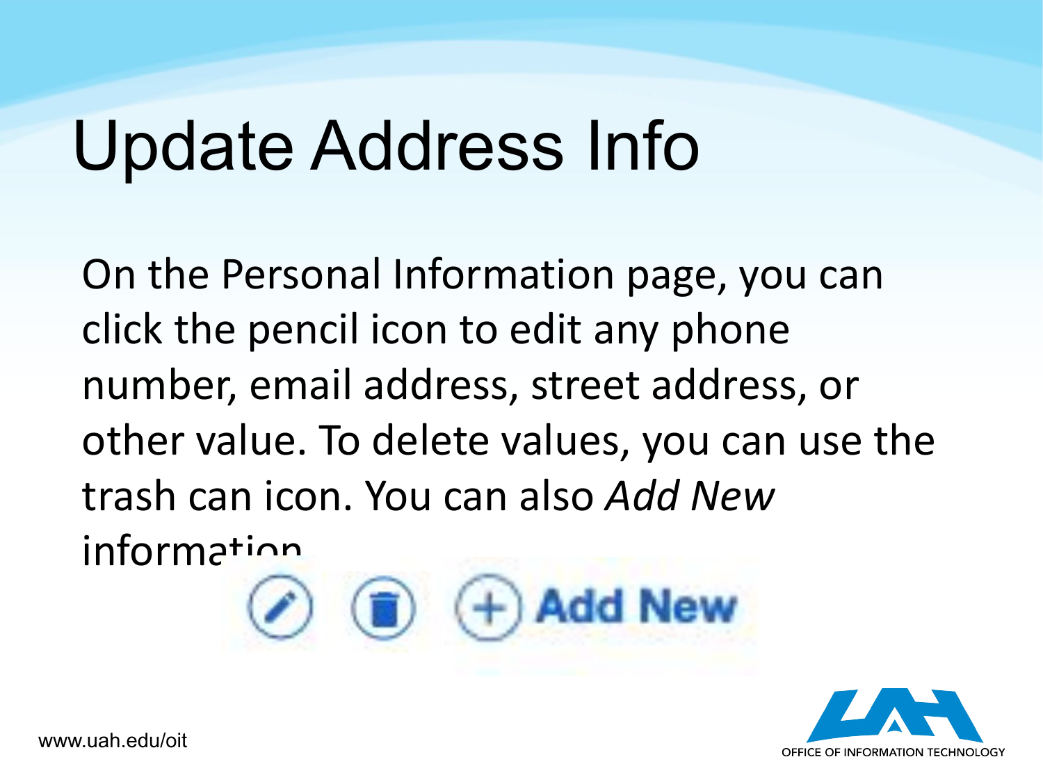# Update Address Info

On the Personal Information page, you can click the pencil icon to edit any phone number, email address, street address, or other value. To delete values, you can use the trash can icon. You can also *Add New* information.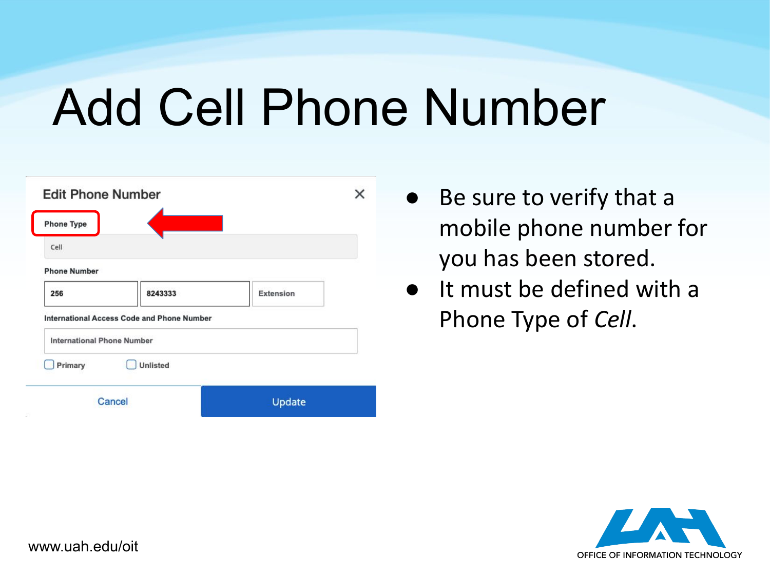# Add Cell Phone Number

**Edit Phone Number**

Phone Type

Cell

Phone Number

256 | 8243333 | Extension

International Access Code and Phone Number

International Phone Number

Primary | Unlisted

Cancel | Update

- Be sure to verify that a mobile phone number for you has been stored.
- It must be defined with a Phone Type of *Cell*.

www.uah.edu/oit

OFFICE OF INFORMATION TECHNOLOGY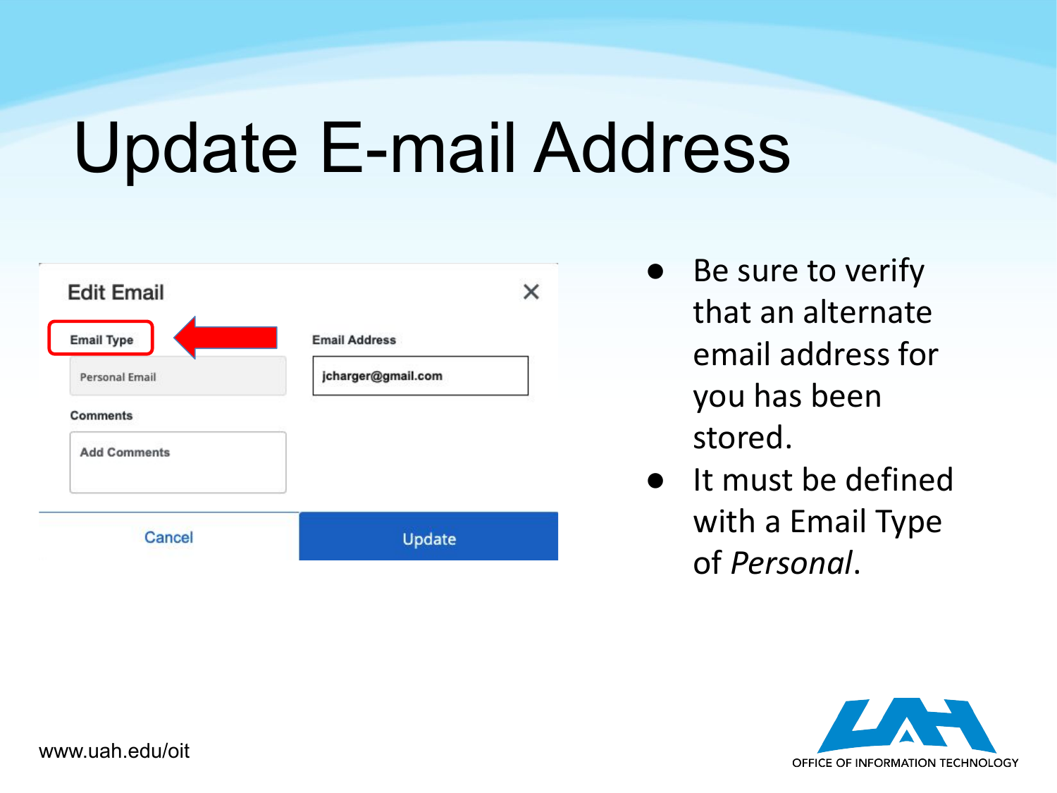# Update E-mail Address

**Edit Email**

| Email Type | Email Address |
| --- | --- |
| Personal Email | jcharger@gmail.com |

Comments

Add Comments

Cancel | Update

- Be sure to verify that an alternate email address for you has been stored.
- It must be defined with a Email Type of *Personal*.

www.uah.edu/oit

OFFICE OF INFORMATION TECHNOLOGY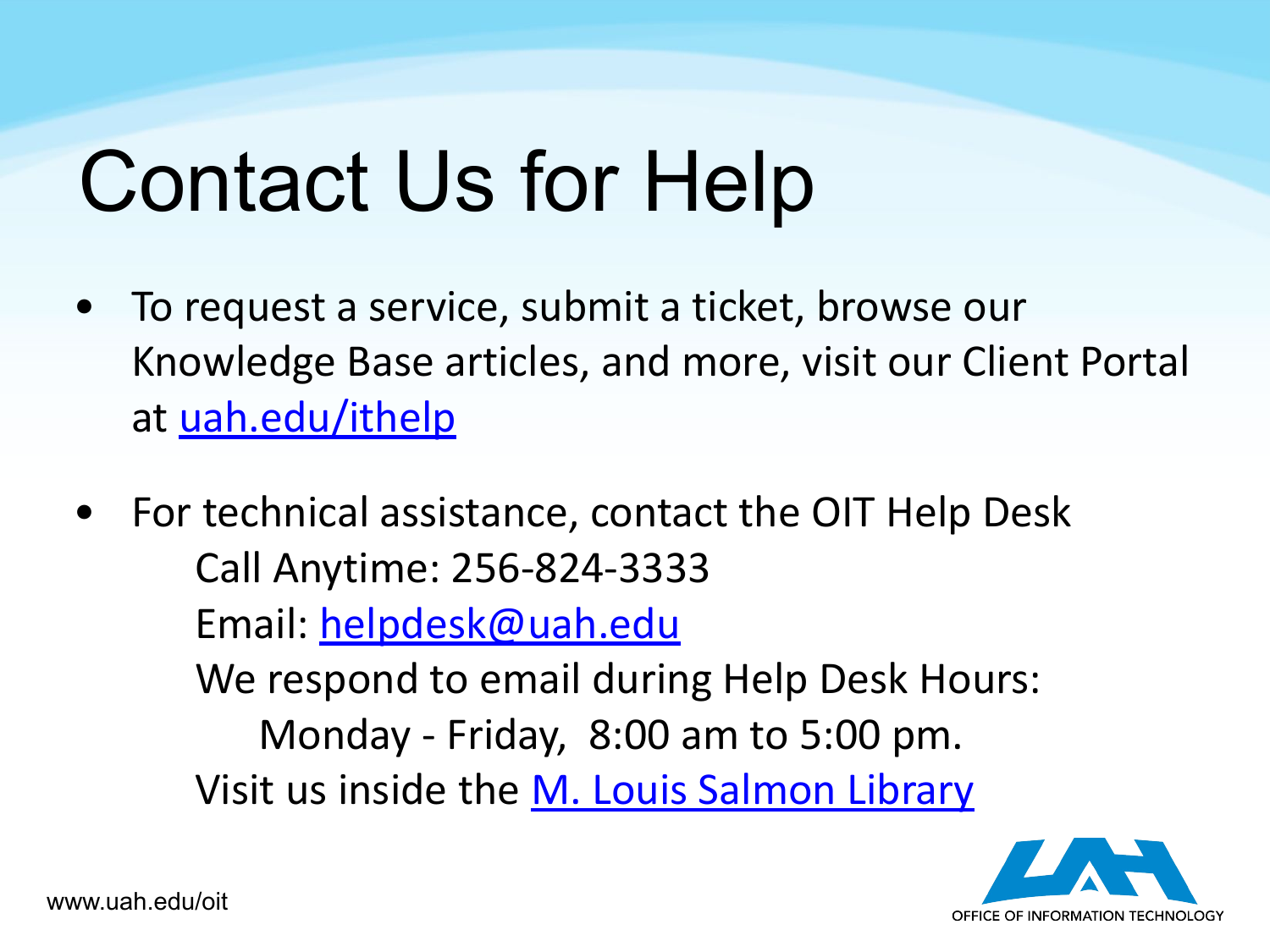# Contact Us for Help

- To request a service, submit a ticket, browse our Knowledge Base articles, and more, visit our Client Portal at [uah.edu/ithelp](uah.edu/ithelp)

- For technical assistance, contact the OIT Help Desk

  Call Anytime: 256-824-3333

  Email: [helpdesk@uah.edu](mailto:helpdesk@uah.edu)

  We respond to email during Help Desk Hours:

  Monday - Friday, 8:00 am to 5:00 pm.

  Visit us inside the M. Louis Salmon Library

www.uah.edu/oit

OFFICE OF INFORMATION TECHNOLOGY